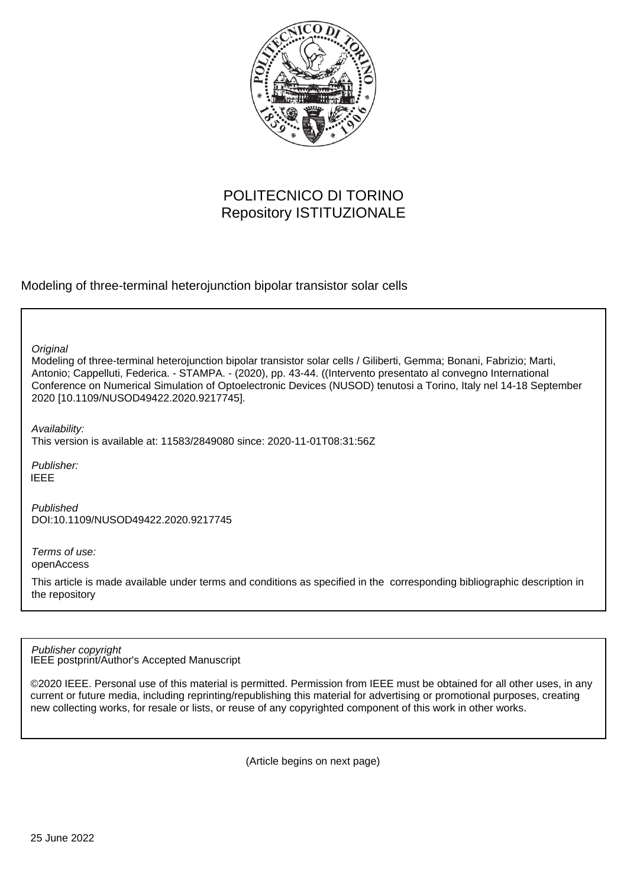POLITECNICO DI TORINO
Repository ISTITUZIONALE

Modeling of three-terminal heterojunction bipolar transistor solar cells

*Original*
Modeling of three-terminal heterojunction bipolar transistor solar cells / Giliberti, Gemma; Bonani, Fabrizio; Marti, Antonio; Cappelluti, Federica. - STAMPA. - (2020), pp. 43-44. ((Intervento presentato al convegno International Conference on Numerical Simulation of Optoelectronic Devices (NUSOD) tenutosi a Torino, Italy nel 14-18 September 2020 [10.1109/NUSOD49422.2020.9217745].

*Availability:*
This version is available at: 11583/2849080 since: 2020-11-01T08:31:56Z

*Publisher:*
IEEE

*Published*
DOI:10.1109/NUSOD49422.2020.9217745

*Terms of use:*
openAccess

This article is made available under terms and conditions as specified in the corresponding bibliographic description in the repository

*Publisher copyright*
IEEE postprint/Author's Accepted Manuscript

©2020 IEEE. Personal use of this material is permitted. Permission from IEEE must be obtained for all other uses, in any current or future media, including reprinting/republishing this material for advertising or promotional purposes, creating new collecting works, for resale or lists, or reuse of any copyrighted component of this work in other works.

(Article begins on next page)

25 June 2022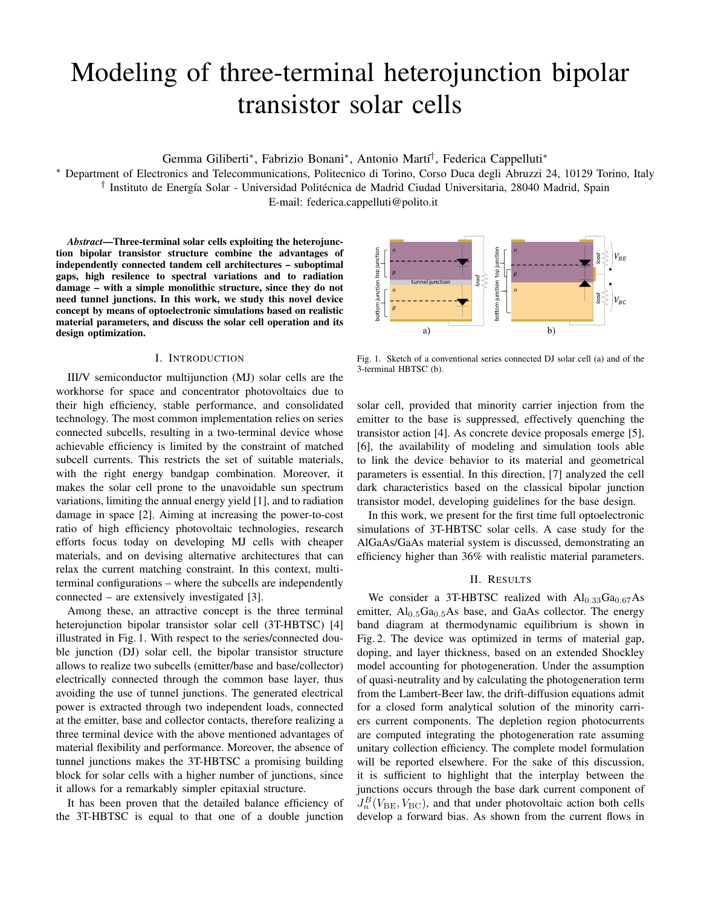# Modeling of three-terminal heterojunction bipolar transistor solar cells

Gemma Giliberti*, Fabrizio Bonani*, Antonio Martí†, Federica Cappelluti*

* Department of Electronics and Telecommunications, Politecnico di Torino, Corso Duca degli Abruzzi 24, 10129 Torino, Italy
† Instituto de Energía Solar - Universidad Politécnica de Madrid Ciudad Universitaria, 28040 Madrid, Spain
E-mail: federica.cappelluti@polito.it

***Abstract*—Three-terminal solar cells exploiting the heterojunction bipolar transistor structure combine the advantages of independently connected tandem cell architectures – suboptimal gaps, high resilence to spectral variations and to radiation damage – with a simple monolithic structure, since they do not need tunnel junctions. In this work, we study this novel device concept by means of optoelectronic simulations based on realistic material parameters, and discuss the solar cell operation and its design optimization.**

## I. Introduction

III/V semiconductor multijunction (MJ) solar cells are the workhorse for space and concentrator photovoltaics due to their high efficiency, stable performance, and consolidated technology. The most common implementation relies on series connected subcells, resulting in a two-terminal device whose achievable efficiency is limited by the constraint of matched subcell currents. This restricts the set of suitable materials, with the right energy bandgap combination. Moreover, it makes the solar cell prone to the unavoidable sun spectrum variations, limiting the annual energy yield [1], and to radiation damage in space [2]. Aiming at increasing the power-to-cost ratio of high efficiency photovoltaic technologies, research efforts focus today on developing MJ cells with cheaper materials, and on devising alternative architectures that can relax the current matching constraint. In this context, multi-terminal configurations – where the subcells are independently connected – are extensively investigated [3].

Among these, an attractive concept is the three terminal heterojunction bipolar transistor solar cell (3T-HBTSC) [4] illustrated in Fig. 1. With respect to the series/connected double junction (DJ) solar cell, the bipolar transistor structure allows to realize two subcells (emitter/base and base/collector) electrically connected through the common base layer, thus avoiding the use of tunnel junctions. The generated electrical power is extracted through two independent loads, connected at the emitter, base and collector contacts, therefore realizing a three terminal device with the above mentioned advantages of material flexibility and performance. Moreover, the absence of tunnel junctions makes the 3T-HBTSC a promising building block for solar cells with a higher number of junctions, since it allows for a remarkably simpler epitaxial structure.

It has been proven that the detailed balance efficiency of the 3T-HBTSC is equal to that one of a double junction solar cell, provided that minority carrier injection from the emitter to the base is suppressed, effectively quenching the transistor action [4]. As concrete device proposals emerge [5], [6], the availability of modeling and simulation tools able to link the device behavior to its material and geometrical parameters is essential. In this direction, [7] analyzed the cell dark characteristics based on the classical bipolar junction transistor model, developing guidelines for the base design.

In this work, we present for the first time full optoelectronic simulations of 3T-HBTSC solar cells. A case study for the AlGaAs/GaAs material system is discussed, demonstrating an efficiency higher than 36% with realistic material parameters.

Fig. 1. Sketch of a conventional series connected DJ solar cell (a) and of the 3-terminal HBTSC (b).

## II. Results

We consider a 3T-HBTSC realized with $Al_{0.33}Ga_{0.67}As$ emitter, $Al_{0.5}Ga_{0.5}As$ base, and GaAs collector. The energy band diagram at thermodynamic equilibrium is shown in Fig. 2. The device was optimized in terms of material gap, doping, and layer thickness, based on an extended Shockley model accounting for photogeneration. Under the assumption of quasi-neutrality and by calculating the photogeneration term from the Lambert-Beer law, the drift-diffusion equations admit for a closed form analytical solution of the minority carriers current components. The depletion region photocurrents are computed integrating the photogeneration rate assuming unitary collection efficiency. The complete model formulation will be reported elsewhere. For the sake of this discussion, it is sufficient to highlight that the interplay between the junctions occurs through the base dark current component of $J_n^B(V_{\rm BE}, V_{\rm BC})$, and that under photovoltaic action both cells develop a forward bias. As shown from the current flows in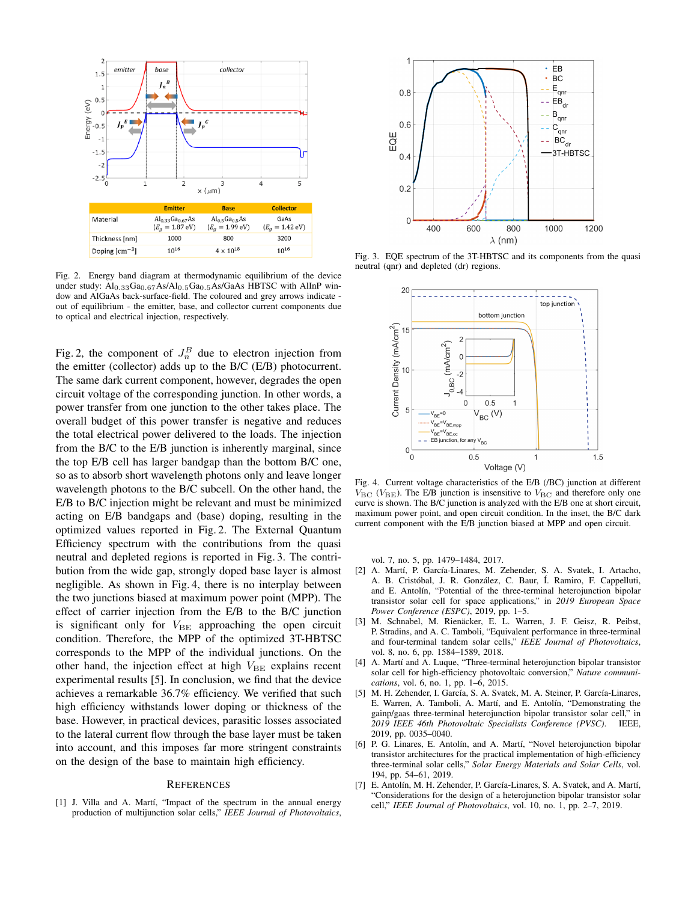emitter base collector

$J_n^B$

$J_p^E$ $J_p^C$

Energy (eV)

2
1.5
1
0.5
0
-0.5
-1
-1.5
-2
-2.5

0 1 2 3 4 5

x (μm)

| | Emitter | Base | Collector |
|---|---|---|---|
| Material | $Al_{0.33}Ga_{0.67}As$ ($E_g$ = 1.87 eV) | $Al_{0.5}Ga_{0.5}As$ ($E_g$ = 1.99 eV) | GaAs ($E_g$ = 1.42 eV) |
| Thickness [nm] | 1000 | 800 | 3200 |
| Doping [cm$^{-3}$] | $10^{16}$ | $4 \times 10^{18}$ | $10^{16}$ |

Fig. 2. Energy band diagram at thermodynamic equilibrium of the device under study: $Al_{0.33}Ga_{0.67}As/Al_{0.5}Ga_{0.5}As/GaAs$ HBTSC with AlInP window and AlGaAs back-surface-field. The coloured and grey arrows indicate - out of equilibrium - the emitter, base and collector current components due to optical and electrical injection, respectively.

Fig. 2, the component of $J_n^B$ due to electron injection from the emitter (collector) adds up to the B/C (E/B) photocurrent. The same dark current component, however, degrades the open circuit voltage of the corresponding junction. In other words, a power transfer from one junction to the other takes place. The overall budget of this power transfer is negative and reduces the total electrical power delivered to the loads. The injection from the B/C to the E/B junction is inherently marginal, since the top E/B cell has larger bandgap than the bottom B/C one, so as to absorb short wavelength photons only and leave longer wavelength photons to the B/C subcell. On the other hand, the E/B to B/C injection might be relevant and must be minimized acting on E/B bandgaps and (base) doping, resulting in the optimized values reported in Fig. 2. The External Quantum Efficiency spectrum with the contributions from the quasi neutral and depleted regions is reported in Fig. 3. The contribution from the wide gap, strongly doped base layer is almost negligible. As shown in Fig. 4, there is no interplay between the two junctions biased at maximum power point (MPP). The effect of carrier injection from the E/B to the B/C junction is significant only for $V_{\mathrm{BE}}$ approaching the open circuit condition. Therefore, the MPP of the optimized 3T-HBTSC corresponds to the MPP of the individual junctions. On the other hand, the injection effect at high $V_{\mathrm{BE}}$ explains recent experimental results [5]. In conclusion, we find that the device achieves a remarkable 36.7% efficiency. We verified that such high efficiency withstands lower doping or thickness of the base. However, in practical devices, parasitic losses associated to the lateral current flow through the base layer must be taken into account, and this imposes far more stringent constraints on the design of the base to maintain high efficiency.

EQE

1
0.8
0.6
0.4
0.2
0

400 600 800 1000 1200

λ (nm)

EB
BC
$E_{qnr}$
$EB_{dr}$
$B_{qnr}$
$C_{qnr}$
$BC_{dr}$
3T-HBTSC

Fig. 3. EQE spectrum of the 3T-HBTSC and its components from the quasi neutral (qnr) and depleted (dr) regions.

Current Density (mA/cm$^2$)

20
15
10
5
0

0 0.5 1 1.5

Voltage (V)

top junction

bottom junction

$J_{0,BC}$ (mA/cm$^2$)

2
0
-2
-4

0 0.5 1

$V_{BC}$ (V)

$V_{BE}$=0
$V_{BE}$=$V_{BE,mpp}$
$V_{BE}$=$V_{BE,oc}$
EB junction, for any $V_{BC}$

Fig. 4. Current voltage characteristics of the E/B (/BC) junction at different $V_{\mathrm{BC}}$ ($V_{\mathrm{BE}}$). The E/B junction is insensitive to $V_{\mathrm{BC}}$ and therefore only one curve is shown. The B/C junction is analyzed with the E/B one at short circuit, maximum power point, and open circuit condition. In the inset, the B/C dark current component with the E/B junction biased at MPP and open circuit.

## References

[1] J. Villa and A. Martí, "Impact of the spectrum in the annual energy production of multijunction solar cells," *IEEE Journal of Photovoltaics*, vol. 7, no. 5, pp. 1479–1484, 2017.

[2] A. Martí, P. García-Linares, M. Zehender, S. A. Svatek, I. Artacho, A. B. Cristóbal, J. R. González, C. Baur, Í. Ramiro, F. Cappelluti, and E. Antolín, "Potential of the three-terminal heterojunction bipolar transistor solar cell for space applications," in *2019 European Space Power Conference (ESPC)*, 2019, pp. 1–5.

[3] M. Schnabel, M. Rienäcker, E. L. Warren, J. F. Geisz, R. Peibst, P. Stradins, and A. C. Tamboli, "Equivalent performance in three-terminal and four-terminal tandem solar cells," *IEEE Journal of Photovoltaics*, vol. 8, no. 6, pp. 1584–1589, 2018.

[4] A. Martí and A. Luque, "Three-terminal heterojunction bipolar transistor solar cell for high-efficiency photovoltaic conversion," *Nature communications*, vol. 6, no. 1, pp. 1–6, 2015.

[5] M. H. Zehender, I. García, S. A. Svatek, M. A. Steiner, P. García-Linares, E. Warren, A. Tamboli, A. Martí, and E. Antolín, "Demonstrating the gainp/gaas three-terminal heterojunction bipolar transistor solar cell," in *2019 IEEE 46th Photovoltaic Specialists Conference (PVSC)*. IEEE, 2019, pp. 0035–0040.

[6] P. G. Linares, E. Antolín, and A. Martí, "Novel heterojunction bipolar transistor architectures for the practical implementation of high-efficiency three-terminal solar cells," *Solar Energy Materials and Solar Cells*, vol. 194, pp. 54–61, 2019.

[7] E. Antolín, M. H. Zehender, P. García-Linares, S. A. Svatek, and A. Martí, "Considerations for the design of a heterojunction bipolar transistor solar cell," *IEEE Journal of Photovoltaics*, vol. 10, no. 1, pp. 2–7, 2019.